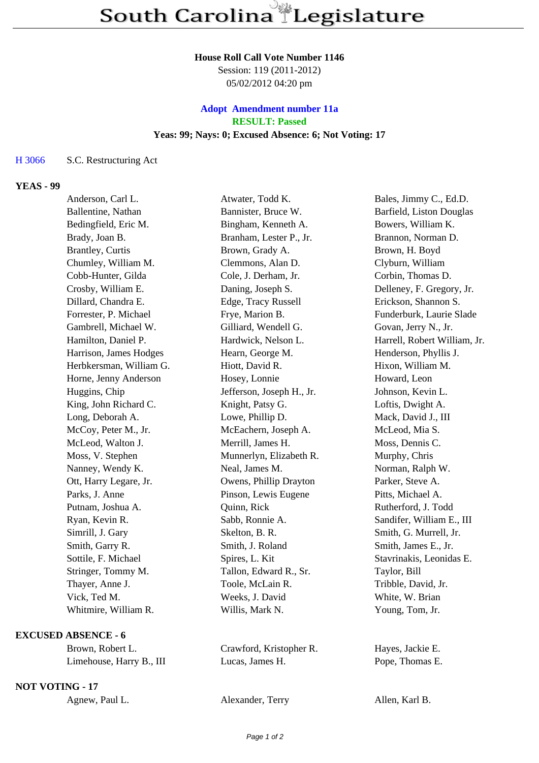# South Carolina Legislature

**House Roll Call Vote Number 1146**
Session: 119 (2011-2012)
05/02/2012 04:20 pm

**Adopt Amendment number 11a**
**RESULT: Passed**
**Yeas: 99; Nays: 0; Excused Absence: 6; Not Voting: 17**

H 3066 S.C. Restructuring Act

## YEAS - 99

| | | |
|---|---|---|
| Anderson, Carl L. | Atwater, Todd K. | Bales, Jimmy C., Ed.D. |
| Ballentine, Nathan | Bannister, Bruce W. | Barfield, Liston Douglas |
| Bedingfield, Eric M. | Bingham, Kenneth A. | Bowers, William K. |
| Brady, Joan B. | Branham, Lester P., Jr. | Brannon, Norman D. |
| Brantley, Curtis | Brown, Grady A. | Brown, H. Boyd |
| Chumley, William M. | Clemmons, Alan D. | Clyburn, William |
| Cobb-Hunter, Gilda | Cole, J. Derham, Jr. | Corbin, Thomas D. |
| Crosby, William E. | Daning, Joseph S. | Delleney, F. Gregory, Jr. |
| Dillard, Chandra E. | Edge, Tracy Russell | Erickson, Shannon S. |
| Forrester, P. Michael | Frye, Marion B. | Funderburk, Laurie Slade |
| Gambrell, Michael W. | Gilliard, Wendell G. | Govan, Jerry N., Jr. |
| Hamilton, Daniel P. | Hardwick, Nelson L. | Harrell, Robert William, Jr. |
| Harrison, James Hodges | Hearn, George M. | Henderson, Phyllis J. |
| Herbkersman, William G. | Hiott, David R. | Hixon, William M. |
| Horne, Jenny Anderson | Hosey, Lonnie | Howard, Leon |
| Huggins, Chip | Jefferson, Joseph H., Jr. | Johnson, Kevin L. |
| King, John Richard C. | Knight, Patsy G. | Loftis, Dwight A. |
| Long, Deborah A. | Lowe, Phillip D. | Mack, David J., III |
| McCoy, Peter M., Jr. | McEachern, Joseph A. | McLeod, Mia S. |
| McLeod, Walton J. | Merrill, James H. | Moss, Dennis C. |
| Moss, V. Stephen | Munnerlyn, Elizabeth R. | Murphy, Chris |
| Nanney, Wendy K. | Neal, James M. | Norman, Ralph W. |
| Ott, Harry Legare, Jr. | Owens, Phillip Drayton | Parker, Steve A. |
| Parks, J. Anne | Pinson, Lewis Eugene | Pitts, Michael A. |
| Putnam, Joshua A. | Quinn, Rick | Rutherford, J. Todd |
| Ryan, Kevin R. | Sabb, Ronnie A. | Sandifer, William E., III |
| Simrill, J. Gary | Skelton, B. R. | Smith, G. Murrell, Jr. |
| Smith, Garry R. | Smith, J. Roland | Smith, James E., Jr. |
| Sottile, F. Michael | Spires, L. Kit | Stavrinakis, Leonidas E. |
| Stringer, Tommy M. | Tallon, Edward R., Sr. | Taylor, Bill |
| Thayer, Anne J. | Toole, McLain R. | Tribble, David, Jr. |
| Vick, Ted M. | Weeks, J. David | White, W. Brian |
| Whitmire, William R. | Willis, Mark N. | Young, Tom, Jr. |

## EXCUSED ABSENCE - 6

| | | |
|---|---|---|
| Brown, Robert L. | Crawford, Kristopher R. | Hayes, Jackie E. |
| Limehouse, Harry B., III | Lucas, James H. | Pope, Thomas E. |

## NOT VOTING - 17

| | | |
|---|---|---|
| Agnew, Paul L. | Alexander, Terry | Allen, Karl B. |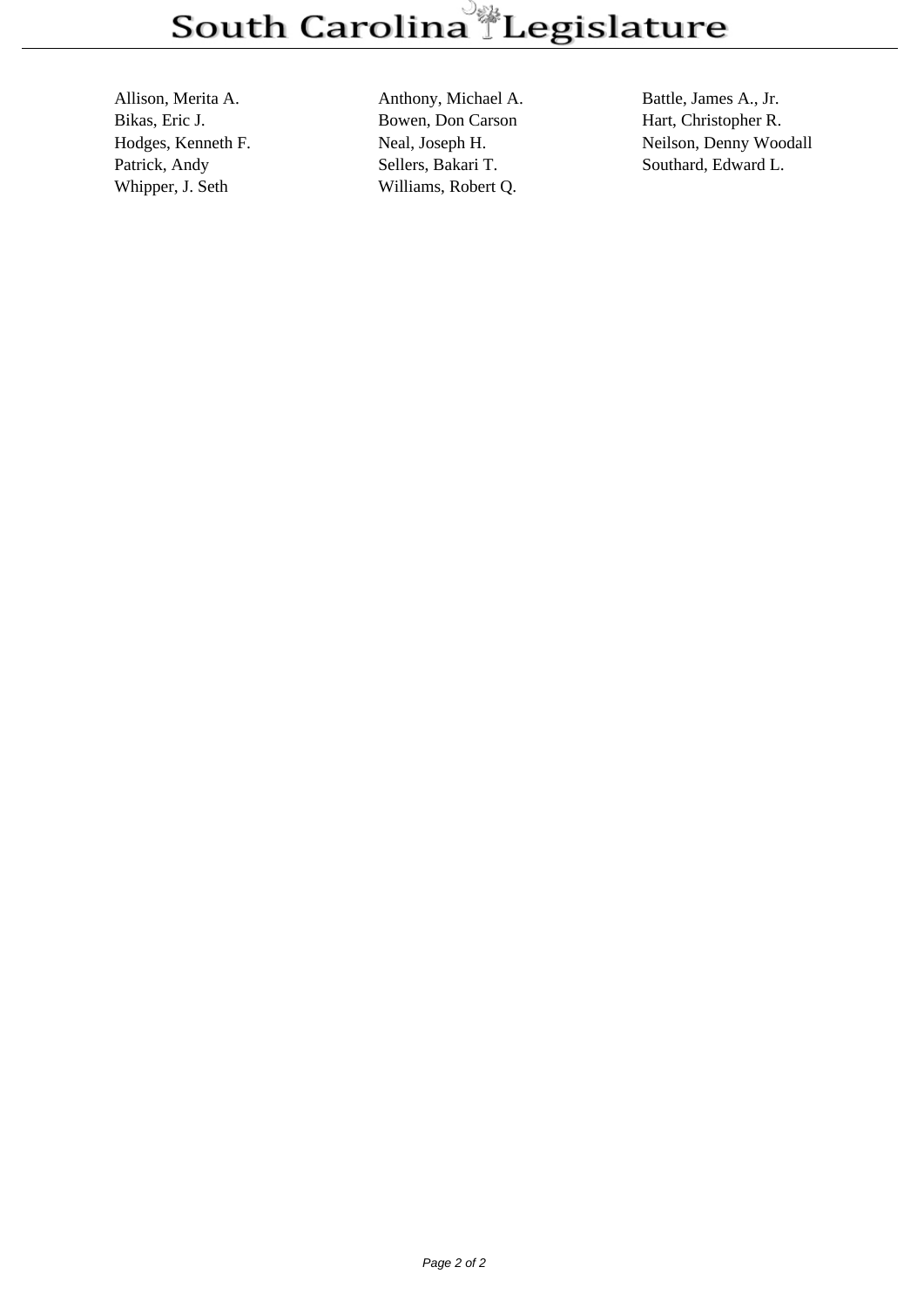| | | |
|---|---|---|
| Allison, Merita A. | Anthony, Michael A. | Battle, James A., Jr. |
| Bikas, Eric J. | Bowen, Don Carson | Hart, Christopher R. |
| Hodges, Kenneth F. | Neal, Joseph H. | Neilson, Denny Woodall |
| Patrick, Andy | Sellers, Bakari T. | Southard, Edward L. |
| Whipper, J. Seth | Williams, Robert Q. | |